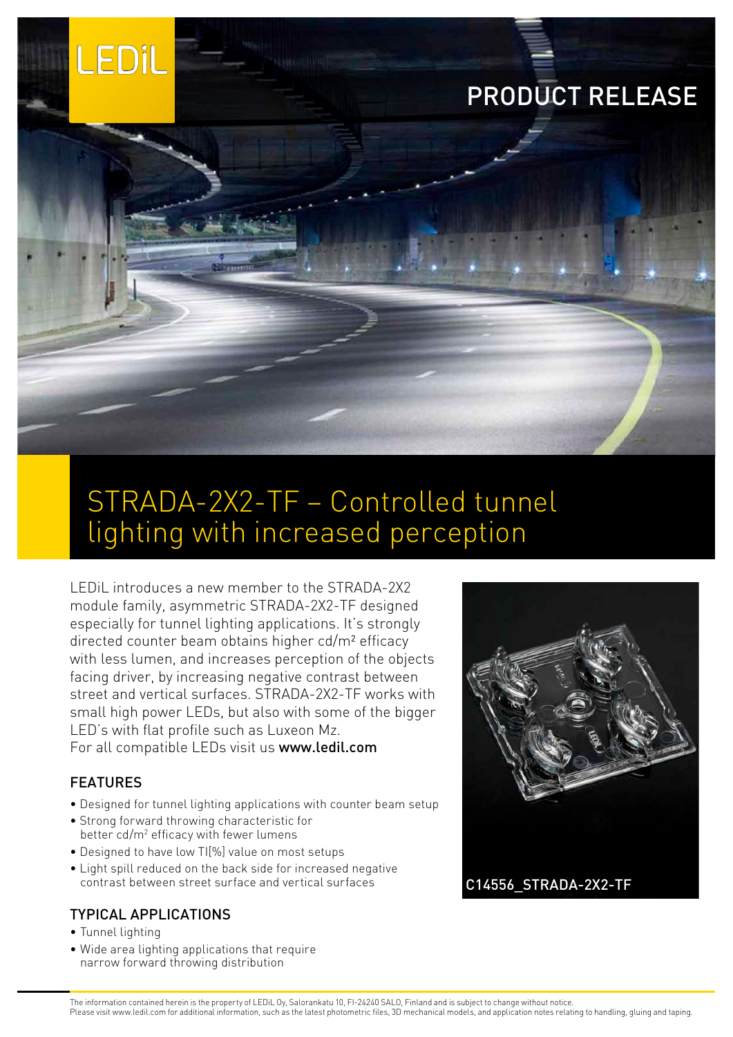LEDiL

PRODUCT RELEASE

# STRADA-2X2-TF – Controlled tunnel lighting with increased perception

LEDiL introduces a new member to the STRADA-2X2 module family, asymmetric STRADA-2X2-TF designed especially for tunnel lighting applications. It's strongly directed counter beam obtains higher cd/m² efficacy with less lumen, and increases perception of the objects facing driver, by increasing negative contrast between street and vertical surfaces. STRADA-2X2-TF works with small high power LEDs, but also with some of the bigger LED's with flat profile such as Luxeon Mz.
For all compatible LEDs visit us **www.ledil.com**

C14556_STRADA-2X2-TF

## FEATURES

- Designed for tunnel lighting applications with counter beam setup
- Strong forward throwing characteristic for better cd/m² efficacy with fewer lumens
- Designed to have low TI[%] value on most setups
- Light spill reduced on the back side for increased negative contrast between street surface and vertical surfaces

## TYPICAL APPLICATIONS

- Tunnel lighting
- Wide area lighting applications that require narrow forward throwing distribution

The information contained herein is the property of LEDiL Oy, Salorankatu 10, FI-24240 SALO, Finland and is subject to change without notice.
Please visit www.ledil.com for additional information, such as the latest photometric files, 3D mechanical models, and application notes relating to handling, gluing and taping.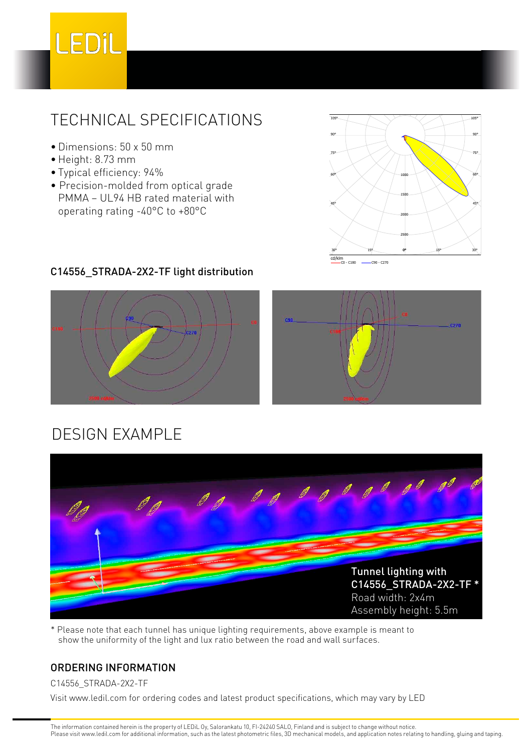# TECHNICAL SPECIFICATIONS

- Dimensions: 50 x 50 mm
- Height: 8.73 mm
- Typical efficiency: 94%
- Precision-molded from optical grade PMMA – UL94 HB rated material with operating rating -40°C to +80°C

105° 105°
90° 90°
75° 75°
60° 60°
45° 45°
30° 15° 0° 15° 30°
1000
1500
2000
2500
cd/klm
C0 - C180
C90 - C270

## C14556_STRADA-2X2-TF light distribution

C90 C180 C0 C270
2500 cd/klm

C90 C0 C180 C270
2500 cd/klm

# DESIGN EXAMPLE

**Tunnel lighting with C14556_STRADA-2X2-TF ***
Road width: 2x4m
Assembly height: 5.5m

* Please note that each tunnel has unique lighting requirements, above example is meant to show the uniformity of the light and lux ratio between the road and wall surfaces.

## ORDERING INFORMATION

C14556_STRADA-2X2-TF

Visit www.ledil.com for ordering codes and latest product specifications, which may vary by LED

The information contained herein is the property of LEDiL Oy, Salorankatu 10, FI-24240 SALO, Finland and is subject to change without notice.
Please visit www.ledil.com for additional information, such as the latest photometric files, 3D mechanical models, and application notes relating to handling, gluing and taping.